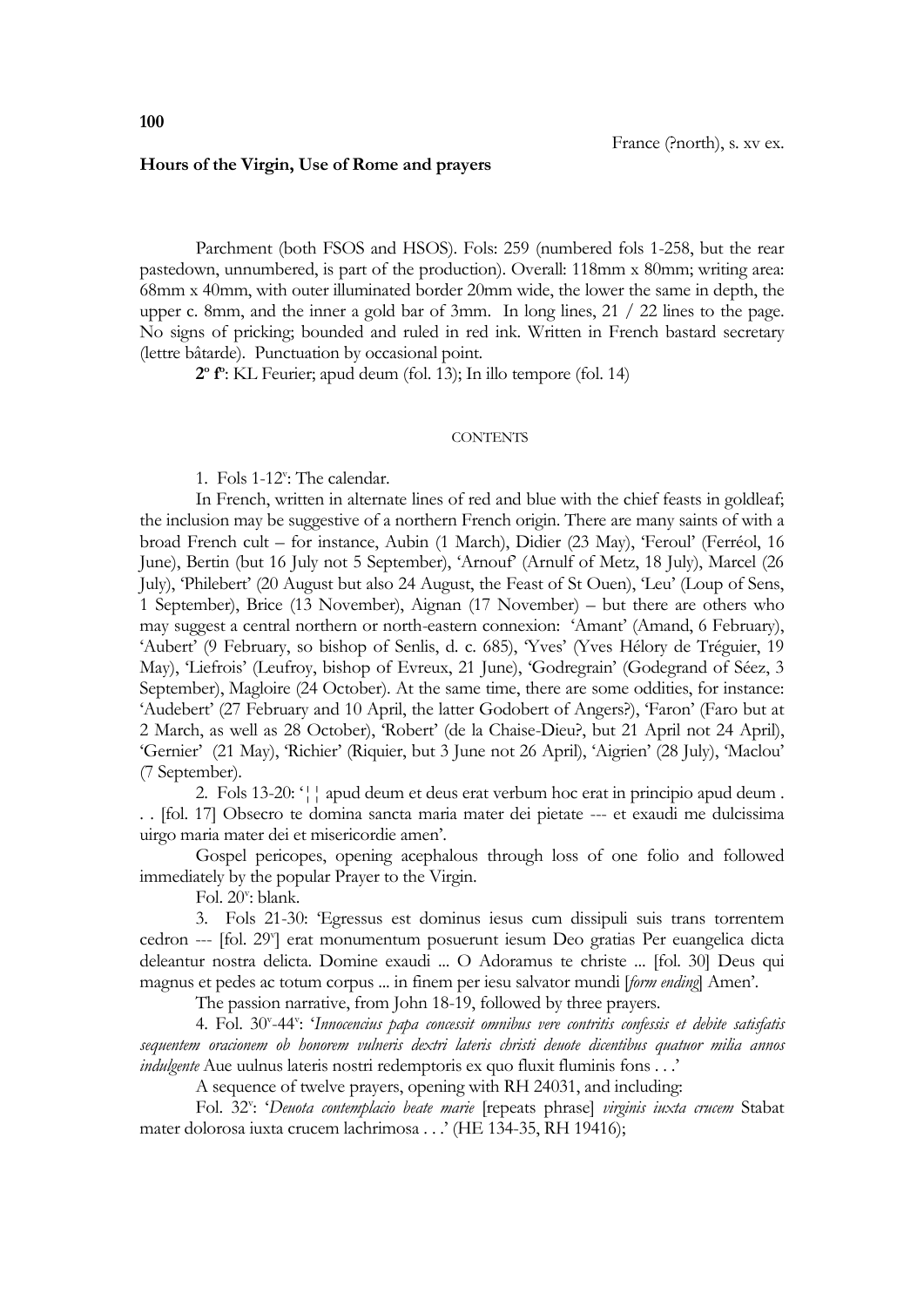**100**

France (?north), s. xv ex.

**Hours of the Virgin, Use of Rome and prayers**

Parchment (both FSOS and HSOS). Fols: 259 (numbered fols 1-258, but the rear pastedown, unnumbered, is part of the production). Overall: 118mm x 80mm; writing area: 68mm x 40mm, with outer illuminated border 20mm wide, the lower the same in depth, the upper c. 8mm, and the inner a gold bar of 3mm. In long lines, 21 / 22 lines to the page. No signs of pricking; bounded and ruled in red ink. Written in French bastard secretary (lettre bâtarde). Punctuation by occasional point.

**2º fº**: KL Feurier; apud deum (fol. 13); In illo tempore (fol. 14)

CONTENTS

1. Fols 1-12ᵛ: The calendar.

In French, written in alternate lines of red and blue with the chief feasts in goldleaf; the inclusion may be suggestive of a northern French origin. There are many saints of with a broad French cult – for instance, Aubin (1 March), Didier (23 May), 'Feroul' (Ferréol, 16 June), Bertin (but 16 July not 5 September), 'Arnouf' (Arnulf of Metz, 18 July), Marcel (26 July), 'Philebert' (20 August but also 24 August, the Feast of St Ouen), 'Leu' (Loup of Sens, 1 September), Brice (13 November), Aignan (17 November) – but there are others who may suggest a central northern or north-eastern connexion: 'Amant' (Amand, 6 February), 'Aubert' (9 February, so bishop of Senlis, d. c. 685), 'Yves' (Yves Hélory de Tréguier, 19 May), 'Liefrois' (Leufroy, bishop of Evreux, 21 June), 'Godregrain' (Godegrand of Séez, 3 September), Magloire (24 October). At the same time, there are some oddities, for instance: 'Audebert' (27 February and 10 April, the latter Godobert of Angers?), 'Faron' (Faro but at 2 March, as well as 28 October), 'Robert' (de la Chaise-Dieu?, but 21 April not 24 April), 'Gernier' (21 May), 'Richier' (Riquier, but 3 June not 26 April), 'Aigrien' (28 July), 'Maclou' (7 September).

2. Fols 13-20: '¦¦ apud deum et deus erat verbum hoc erat in principio apud deum . . . [fol. 17] Obsecro te domina sancta maria mater dei pietate --- et exaudi me dulcissima uirgo maria mater dei et misericordie amen'.

Gospel pericopes, opening acephalous through loss of one folio and followed immediately by the popular Prayer to the Virgin.

Fol. 20ᵛ: blank.

3. Fols 21-30: 'Egressus est dominus iesus cum dissipuli suis trans torrentem cedron --- [fol. 29ᵛ] erat monumentum posuerunt iesum Deo gratias Per euangelica dicta deleantur nostra delicta. Domine exaudi ... O Adoramus te christe ... [fol. 30] Deus qui magnus et pedes ac totum corpus ... in finem per iesu salvator mundi [*form ending*] Amen'.

The passion narrative, from John 18-19, followed by three prayers.

4. Fol. 30ᵛ-44ᵛ: '*Innocencius papa concessit omnibus vere contritis confessis et debite satisfatis sequentem oracionem ob honorem vulneris dextri lateris christi deuote dicentibus quatuor milia annos indulgente* Aue uulnus lateris nostri redemptoris ex quo fluxit fluminis fons . . .'

A sequence of twelve prayers, opening with RH 24031, and including:

Fol. 32ᵛ: '*Deuota contemplacio beate marie* [repeats phrase] *virginis iuxta crucem* Stabat mater dolorosa iuxta crucem lachrimosa . . .' (HE 134-35, RH 19416);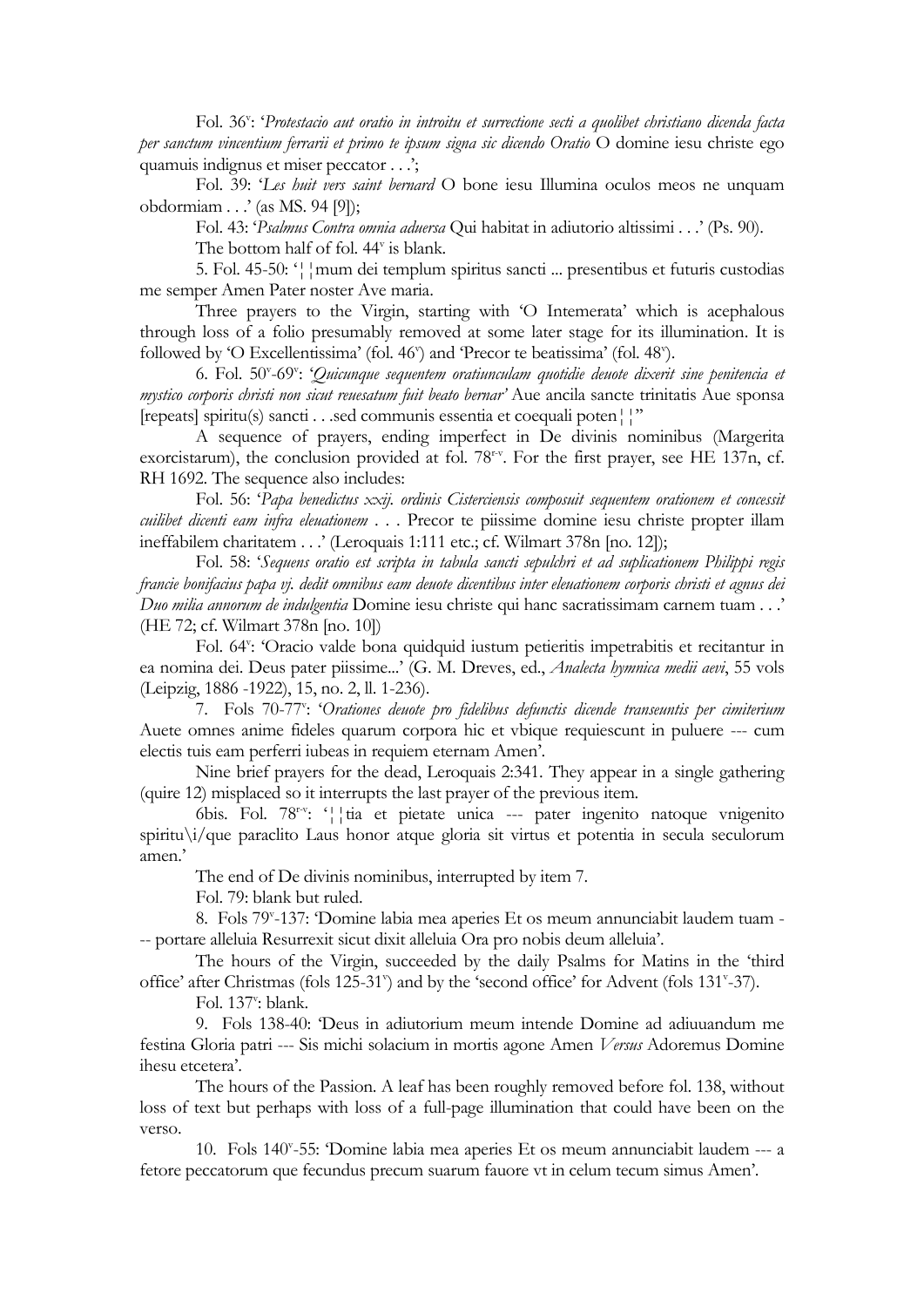Fol. 36v: '*Protestacio aut oratio in introitu et surrectione secti a quolibet christiano dicenda facta per sanctum vincentium ferrarii et primo te ipsum signa sic dicendo Oratio* O domine iesu christe ego quamuis indignus et miser peccator . . .';

Fol. 39: '*Les huit vers saint bernard* O bone iesu Illumina oculos meos ne unquam obdormiam . . .' (as MS. 94 [9]);

Fol. 43: '*Psalmus Contra omnia aduersa* Qui habitat in adiutorio altissimi . . .' (Ps. 90).

The bottom half of fol. 44v is blank.

5. Fol. 45-50: '¦¦mum dei templum spiritus sancti ... presentibus et futuris custodias me semper Amen Pater noster Ave maria.

Three prayers to the Virgin, starting with 'O Intemerata' which is acephalous through loss of a folio presumably removed at some later stage for its illumination. It is followed by 'O Excellentissima' (fol. 46v) and 'Precor te beatissima' (fol. 48v).

6. Fol. 50v-69v: '*Quicunque sequentem oratiunculam quotidie deuote dixerit sine penitencia et mystico corporis christi non sicut reuesatum fuit beato bernar'* Aue ancila sancte trinitatis Aue sponsa [repeats] spiritu(s) sancti . . .sed communis essentia et coequali poten¦¦"

A sequence of prayers, ending imperfect in De divinis nominibus (Margerita exorcistarum), the conclusion provided at fol. 78r-v. For the first prayer, see HE 137n, cf. RH 1692. The sequence also includes:

Fol. 56: '*Papa benedictus xxij. ordinis Cisterciensis composuit sequentem orationem et concessit cuilibet dicenti eam infra eleuationem* . . . Precor te piissime domine iesu christe propter illam ineffabilem charitatem . . .' (Leroquais 1:111 etc.; cf. Wilmart 378n [no. 12]);

Fol. 58: '*Sequens oratio est scripta in tabula sancti sepulchri et ad suplicationem Philippi regis francie bonifacius papa vj. dedit omnibus eam deuote dicentibus inter eleuationem corporis christi et agnus dei Duo milia annorum de indulgentia* Domine iesu christe qui hanc sacratissimam carnem tuam . . .' (HE 72; cf. Wilmart 378n [no. 10])

Fol. 64v: 'Oracio valde bona quidquid iustum petieritis impetrabitis et recitantur in ea nomina dei. Deus pater piissime...' (G. M. Dreves, ed., *Analecta hymnica medii aevi*, 55 vols (Leipzig, 1886 -1922), 15, no. 2, ll. 1-236).

7. Fols 70-77v: '*Orationes deuote pro fidelibus defunctis dicende transeuntis per cimiterium* Auete omnes anime fideles quarum corpora hic et vbique requiescunt in puluere --- cum electis tuis eam perferri iubeas in requiem eternam Amen'.

Nine brief prayers for the dead, Leroquais 2:341. They appear in a single gathering (quire 12) misplaced so it interrupts the last prayer of the previous item.

6bis. Fol. 78r-v: '¦¦tia et pietate unica --- pater ingenito natoque vnigenito spiritu\i/que paraclito Laus honor atque gloria sit virtus et potentia in secula seculorum amen.'

The end of De divinis nominibus, interrupted by item 7.

Fol. 79: blank but ruled.

8. Fols 79v-137: 'Domine labia mea aperies Et os meum annunciabit laudem tuam --- portare alleluia Resurrexit sicut dixit alleluia Ora pro nobis deum alleluia'.

The hours of the Virgin, succeeded by the daily Psalms for Matins in the 'third office' after Christmas (fols 125-31v) and by the 'second office' for Advent (fols 131v-37).

Fol. 137v: blank.

9. Fols 138-40: 'Deus in adiutorium meum intende Domine ad adiuuandum me festina Gloria patri --- Sis michi solacium in mortis agone Amen *Versus* Adoremus Domine ihesu etcetera'.

The hours of the Passion. A leaf has been roughly removed before fol. 138, without loss of text but perhaps with loss of a full-page illumination that could have been on the verso.

10. Fols 140v-55: 'Domine labia mea aperies Et os meum annunciabit laudem --- a fetore peccatorum que fecundus precum suarum fauore vt in celum tecum simus Amen'.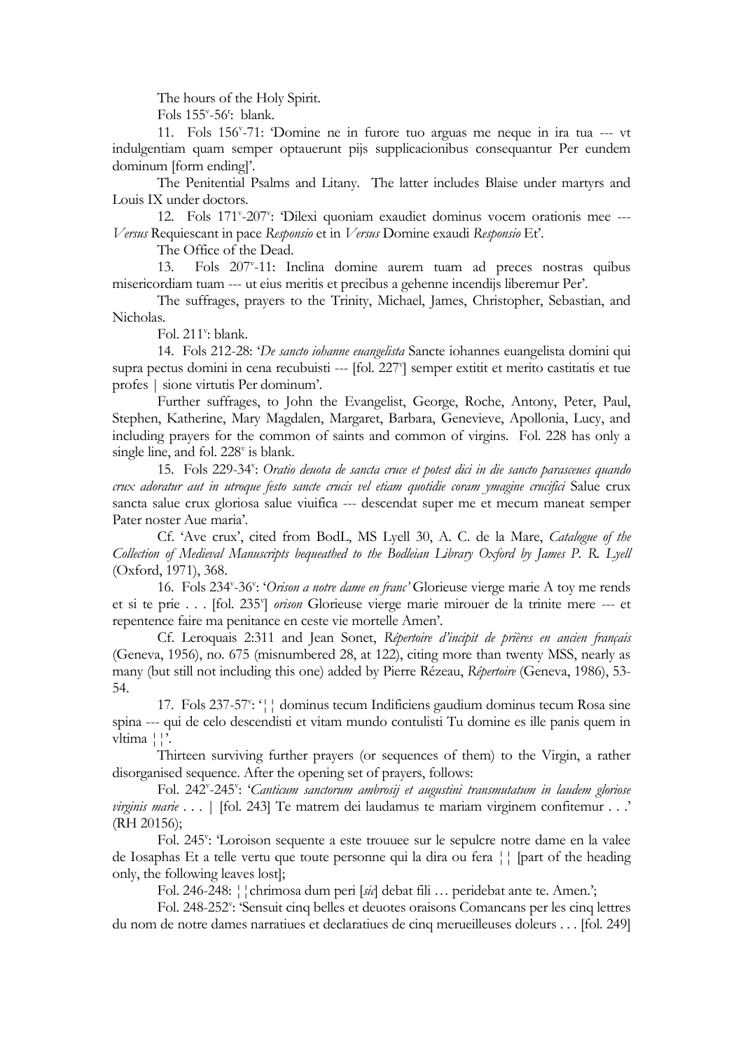The hours of the Holy Spirit.

Fols 155v-56r: blank.

11. Fols 156v-71: 'Domine ne in furore tuo arguas me neque in ira tua --- vt indulgentiam quam semper optauerunt pijs supplicacionibus consequantur Per eundem dominum [form ending]'.

The Penitential Psalms and Litany. The latter includes Blaise under martyrs and Louis IX under doctors.

12. Fols 171v-207v: 'Dilexi quoniam exaudiet dominus vocem orationis mee --- *Versus* Requiescant in pace *Responsio* et in *Versus* Domine exaudi *Responsio* Et'.

The Office of the Dead.

13. Fols 207v-11: Inclina domine aurem tuam ad preces nostras quibus misericordiam tuam --- ut eius meritis et precibus a gehenne incendijs liberemur Per'.

The suffrages, prayers to the Trinity, Michael, James, Christopher, Sebastian, and Nicholas.

Fol. 211v: blank.

14. Fols 212-28: '*De sancto iohanne euangelista* Sancte iohannes euangelista domini qui supra pectus domini in cena recubuisti --- [fol. 227v] semper extitit et merito castitatis et tue profes | sione virtutis Per dominum'.

Further suffrages, to John the Evangelist, George, Roche, Antony, Peter, Paul, Stephen, Katherine, Mary Magdalen, Margaret, Barbara, Genevieve, Apollonia, Lucy, and including prayers for the common of saints and common of virgins. Fol. 228 has only a single line, and fol. 228v is blank.

15. Fols 229-34v: *Oratio deuota de sancta cruce et potest dici in die sancto parasceues quando crux adoratur aut in utroque festo sancte crucis vel etiam quotidie coram ymagine crucifici* Salue crux sancta salue crux gloriosa salue viuifica --- descendat super me et mecum maneat semper Pater noster Aue maria'.

Cf. 'Ave crux', cited from BodL, MS Lyell 30, A. C. de la Mare, *Catalogue of the Collection of Medieval Manuscripts bequeathed to the Bodleian Library Oxford by James P. R. Lyell* (Oxford, 1971), 368.

16. Fols 234v-36v: '*Orison a notre dame en franc'* Glorieuse vierge marie A toy me rends et si te prie . . . [fol. 235v] *orison* Glorieuse vierge marie mirouer de la trinite mere --- et repentence faire ma penitance en ceste vie mortelle Amen'.

Cf. Leroquais 2:311 and Jean Sonet, *Répertoire d'incipit de prières en ancien français* (Geneva, 1956), no. 675 (misnumbered 28, at 122), citing more than twenty MSS, nearly as many (but still not including this one) added by Pierre Rézeau, *Répertoire* (Geneva, 1986), 53-54.

17. Fols 237-57v: '¦¦ dominus tecum Indificiens gaudium dominus tecum Rosa sine spina --- qui de celo descendisti et vitam mundo contulisti Tu domine es ille panis quem in vltima ¦¦'.

Thirteen surviving further prayers (or sequences of them) to the Virgin, a rather disorganised sequence. After the opening set of prayers, follows:

Fol. 242v-245v: '*Canticum sanctorum ambrosij et augustini transmutatum in laudem gloriose virginis marie* . . . | [fol. 243] Te matrem dei laudamus te mariam virginem confitemur . . .' (RH 20156);

Fol. 245v: 'Loroison sequente a este trouuee sur le sepulcre notre dame en la valee de Iosaphas Et a telle vertu que toute personne qui la dira ou fera ¦¦ [part of the heading only, the following leaves lost];

Fol. 246-248: ¦¦chrimosa dum peri [*sic*] debat fili … peridebat ante te. Amen.';

Fol. 248-252v: 'Sensuit cinq belles et deuotes oraisons Comancans per les cinq lettres du nom de notre dames narratiues et declaratiues de cinq merueilleuses doleurs . . . [fol. 249]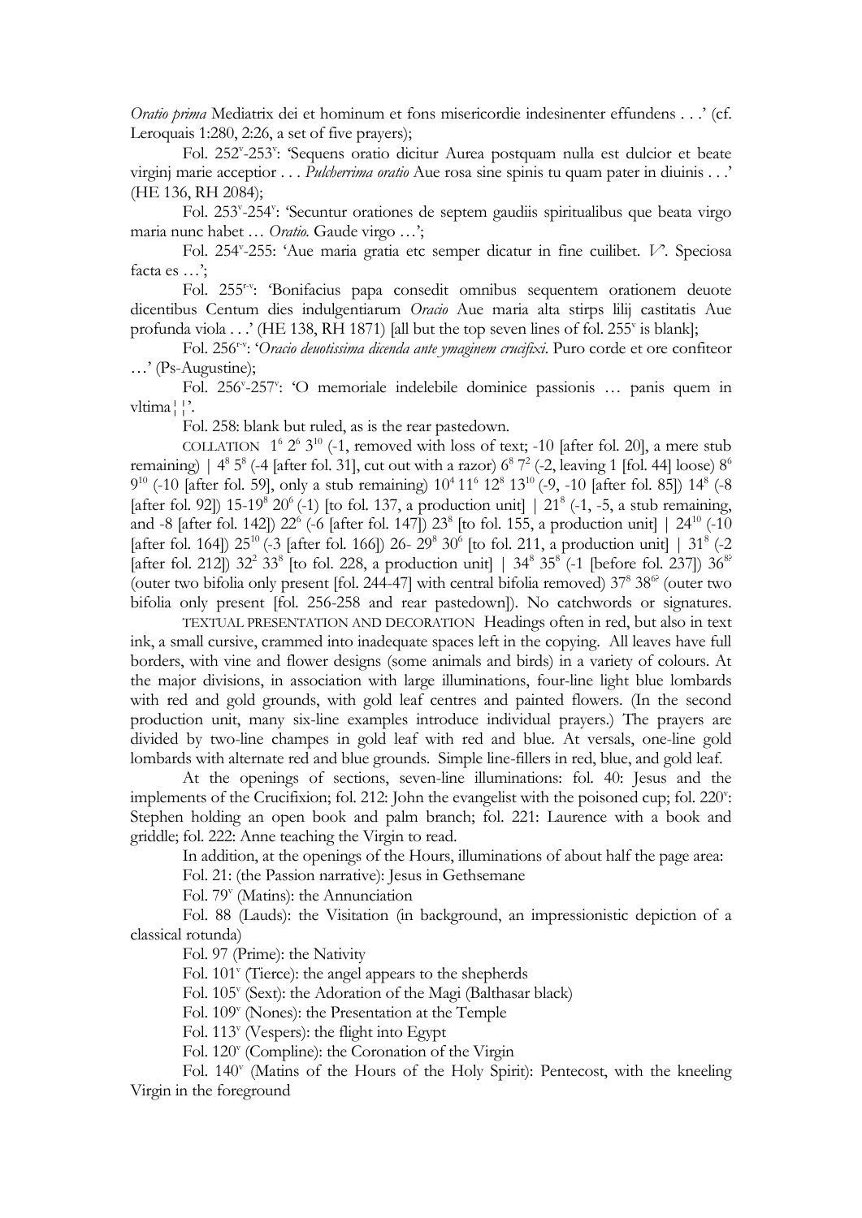*Oratio prima* Mediatrix dei et hominum et fons misericordie indesinenter effundens . . .' (cf. Leroquais 1:280, 2:26, a set of five prayers);

Fol. 252v-253v: 'Sequens oratio dicitur Aurea postquam nulla est dulcior et beate virginj marie acceptior . . . *Pulcherrima oratio* Aue rosa sine spinis tu quam pater in diuinis . . .' (HE 136, RH 2084);

Fol. 253v-254v: 'Secuntur orationes de septem gaudiis spiritualibus que beata virgo maria nunc habet … *Oratio.* Gaude virgo …';

Fol. 254v-255: 'Aue maria gratia etc semper dicatur in fine cuilibet. *V*. Speciosa facta es …';

Fol. 255r-v: 'Bonifacius papa consedit omnibus sequentem orationem deuote dicentibus Centum dies indulgentiarum *Oracio* Aue maria alta stirps lilij castitatis Aue profunda viola . . .' (HE 138, RH 1871) [all but the top seven lines of fol. 255v is blank];

Fol. 256r-v: '*Oracio deuotissima dicenda ante ymaginem crucifixi*. Puro corde et ore confiteor …' (Ps-Augustine);

Fol. 256v-257v: 'O memoriale indelebile dominice passionis … panis quem in vltima¦¦'.

Fol. 258: blank but ruled, as is the rear pastedown.

COLLATION $1^6$ $2^6$ $3^{10}$ (-1, removed with loss of text; -10 [after fol. 20], a mere stub remaining) | $4^8$ $5^8$ (-4 [after fol. 31], cut out with a razor) $6^8$ $7^2$ (-2, leaving 1 [fol. 44] loose) $8^6$ $9^{10}$ (-10 [after fol. 59], only a stub remaining) $10^4$ $11^6$ $12^8$ $13^{10}$ (-9, -10 [after fol. 85]) $14^8$ (-8 [after fol. 92]) 15-$19^8$ $20^6$ (-1) [to fol. 137, a production unit] | $21^8$ (-1, -5, a stub remaining, and -8 [after fol. 142]) $22^6$ (-6 [after fol. 147]) $23^8$ [to fol. 155, a production unit] | $24^{10}$ (-10 [after fol. 164]) $25^{10}$ (-3 [after fol. 166]) 26- $29^8$ $30^6$ [to fol. 211, a production unit] | $31^8$ (-2 [after fol. 212]) $32^2$ $33^8$ [to fol. 228, a production unit] | $34^8$ $35^8$ (-1 [before fol. 237]) $36^{8?}$ (outer two bifolia only present [fol. 244-47] with central bifolia removed) $37^8$ $38^{6?}$ (outer two bifolia only present [fol. 256-258 and rear pastedown]). No catchwords or signatures.

TEXTUAL PRESENTATION AND DECORATION Headings often in red, but also in text ink, a small cursive, crammed into inadequate spaces left in the copying. All leaves have full borders, with vine and flower designs (some animals and birds) in a variety of colours. At the major divisions, in association with large illuminations, four-line light blue lombards with red and gold grounds, with gold leaf centres and painted flowers. (In the second production unit, many six-line examples introduce individual prayers.) The prayers are divided by two-line champes in gold leaf with red and blue. At versals, one-line gold lombards with alternate red and blue grounds. Simple line-fillers in red, blue, and gold leaf.

At the openings of sections, seven-line illuminations: fol. 40: Jesus and the implements of the Crucifixion; fol. 212: John the evangelist with the poisoned cup; fol. 220v: Stephen holding an open book and palm branch; fol. 221: Laurence with a book and griddle; fol. 222: Anne teaching the Virgin to read.

In addition, at the openings of the Hours, illuminations of about half the page area:

Fol. 21: (the Passion narrative): Jesus in Gethsemane

Fol. 79v (Matins): the Annunciation

Fol. 88 (Lauds): the Visitation (in background, an impressionistic depiction of a classical rotunda)

Fol. 97 (Prime): the Nativity

Fol. 101v (Tierce): the angel appears to the shepherds

Fol. 105v (Sext): the Adoration of the Magi (Balthasar black)

Fol. 109v (Nones): the Presentation at the Temple

Fol. 113v (Vespers): the flight into Egypt

Fol. 120v (Compline): the Coronation of the Virgin

Fol. 140v (Matins of the Hours of the Holy Spirit): Pentecost, with the kneeling Virgin in the foreground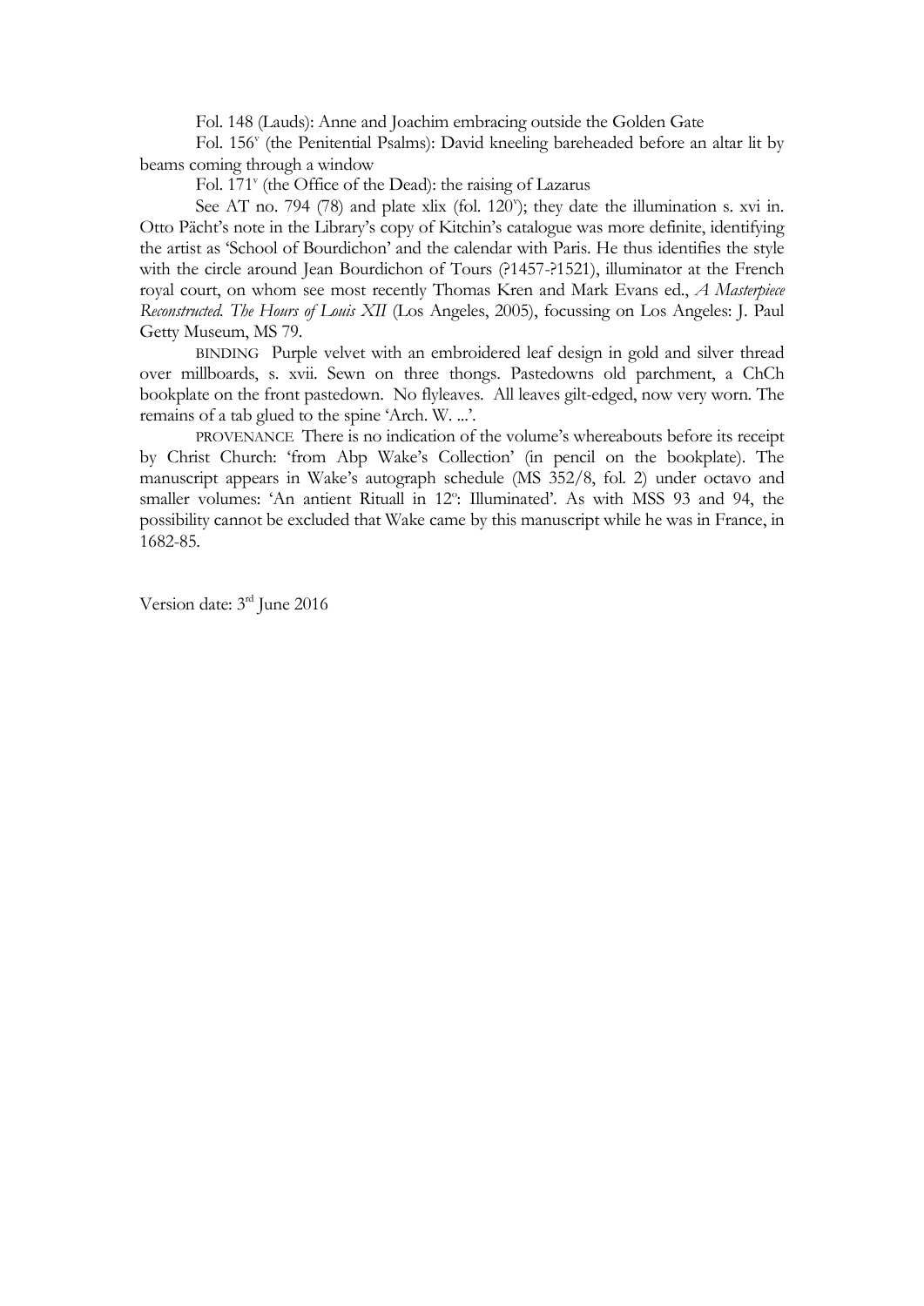Fol. 148 (Lauds): Anne and Joachim embracing outside the Golden Gate

Fol. 156v (the Penitential Psalms): David kneeling bareheaded before an altar lit by beams coming through a window

Fol. 171v (the Office of the Dead): the raising of Lazarus

See AT no. 794 (78) and plate xlix (fol. 120v); they date the illumination s. xvi in. Otto Pächt's note in the Library's copy of Kitchin's catalogue was more definite, identifying the artist as 'School of Bourdichon' and the calendar with Paris. He thus identifies the style with the circle around Jean Bourdichon of Tours (?1457-?1521), illuminator at the French royal court, on whom see most recently Thomas Kren and Mark Evans ed., *A Masterpiece Reconstructed. The Hours of Louis XII* (Los Angeles, 2005), focussing on Los Angeles: J. Paul Getty Museum, MS 79.

BINDING Purple velvet with an embroidered leaf design in gold and silver thread over millboards, s. xvii. Sewn on three thongs. Pastedowns old parchment, a ChCh bookplate on the front pastedown. No flyleaves. All leaves gilt-edged, now very worn. The remains of a tab glued to the spine 'Arch. W. ...'.

PROVENANCE There is no indication of the volume's whereabouts before its receipt by Christ Church: 'from Abp Wake's Collection' (in pencil on the bookplate). The manuscript appears in Wake's autograph schedule (MS 352/8, fol. 2) under octavo and smaller volumes: 'An antient Rituall in 12o: Illuminated'. As with MSS 93 and 94, the possibility cannot be excluded that Wake came by this manuscript while he was in France, in 1682-85.

Version date: 3rd June 2016